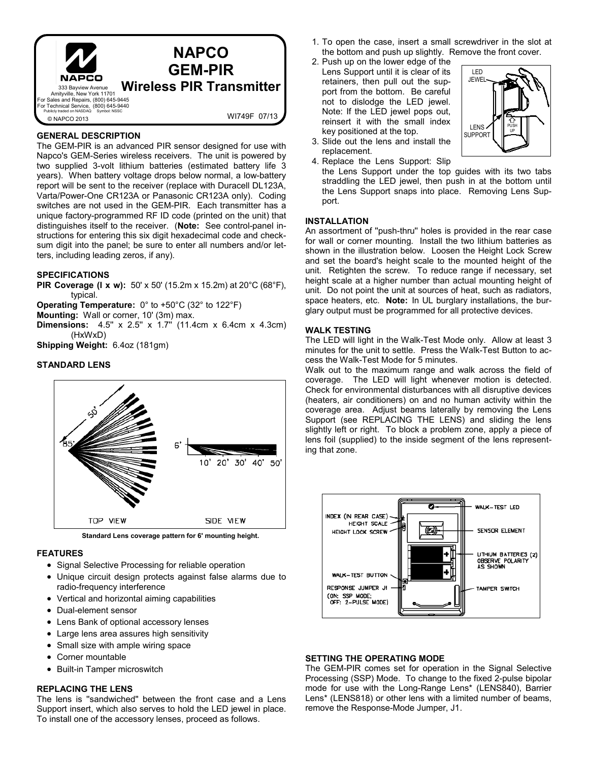# NAPCO GEM-PIR Wireless PIR Transmitter

NAPCO
333 Bayview Avenue
Amityville, New York 11701
For Sales and Repairs, (800) 645-9445
For Technical Service, (800) 645-9440
Publicly traded on NASDAQ Symbol: NSSC

© NAPCO 2013

WI749F 07/13

## GENERAL DESCRIPTION

The GEM-PIR is an advanced PIR sensor designed for use with Napco's GEM-Series wireless receivers. The unit is powered by two supplied 3-volt lithium batteries (estimated battery life 3 years). When battery voltage drops below normal, a low-battery report will be sent to the receiver (replace with Duracell DL123A, Varta/Power-One CR123A or Panasonic CR123A only). Coding switches are not used in the GEM-PIR. Each transmitter has a unique factory-programmed RF ID code (printed on the unit) that distinguishes itself to the receiver. (**Note:** See control-panel instructions for entering this six digit hexadecimal code and checksum digit into the panel; be sure to enter all numbers and/or letters, including leading zeros, if any).

## SPECIFICATIONS

**PIR Coverage (l x w):** 50' x 50' (15.2m x 15.2m) at 20°C (68°F), typical.
**Operating Temperature:** 0° to +50°C (32° to 122°F)
**Mounting:** Wall or corner, 10' (3m) max.
**Dimensions:** 4.5" x 2.5" x 1.7" (11.4cm x 6.4cm x 4.3cm) (HxWxD)
**Shipping Weight:** 6.4oz (181gm)

## STANDARD LENS

Standard Lens coverage pattern for 6' mounting height.

## FEATURES

- Signal Selective Processing for reliable operation
- Unique circuit design protects against false alarms due to radio-frequency interference
- Vertical and horizontal aiming capabilities
- Dual-element sensor
- Lens Bank of optional accessory lenses
- Large lens area assures high sensitivity
- Small size with ample wiring space
- Corner mountable
- Built-in Tamper microswitch

## REPLACING THE LENS

The lens is "sandwiched" between the front case and a Lens Support insert, which also serves to hold the LED jewel in place. To install one of the accessory lenses, proceed as follows.

1. To open the case, insert a small screwdriver in the slot at the bottom and push up slightly. Remove the front cover.
2. Push up on the lower edge of the Lens Support until it is clear of its retainers, then pull out the support from the bottom. Be careful not to dislodge the LED jewel. Note: If the LED jewel pops out, reinsert it with the small index key positioned at the top.
3. Slide out the lens and install the replacement.
4. Replace the Lens Support: Slip the Lens Support under the top guides with its two tabs straddling the LED jewel, then push in at the bottom until the Lens Support snaps into place. Removing Lens Support.

## INSTALLATION

An assortment of "push-thru" holes is provided in the rear case for wall or corner mounting. Install the two lithium batteries as shown in the illustration below. Loosen the Height Lock Screw and set the board's height scale to the mounted height of the unit. Retighten the screw. To reduce range if necessary, set height scale at a higher number than actual mounting height of unit. Do not point the unit at sources of heat, such as radiators, space heaters, etc. **Note:** In UL burglary installations, the burglary output must be programmed for all protective devices.

## WALK TESTING

The LED will light in the Walk-Test Mode only. Allow at least 3 minutes for the unit to settle. Press the Walk-Test Button to access the Walk-Test Mode for 5 minutes.

Walk out to the maximum range and walk across the field of coverage. The LED will light whenever motion is detected. Check for environmental disturbances with all disruptive devices (heaters, air conditioners) on and no human activity within the coverage area. Adjust beams laterally by removing the Lens Support (see REPLACING THE LENS) and sliding the lens slightly left or right. To block a problem zone, apply a piece of lens foil (supplied) to the inside segment of the lens representing that zone.

## SETTING THE OPERATING MODE

The GEM-PIR comes set for operation in the Signal Selective Processing (SSP) Mode. To change to the fixed 2-pulse bipolar mode for use with the Long-Range Lens* (LENS840), Barrier Lens* (LENS818) or other lens with a limited number of beams, remove the Response-Mode Jumper, J1.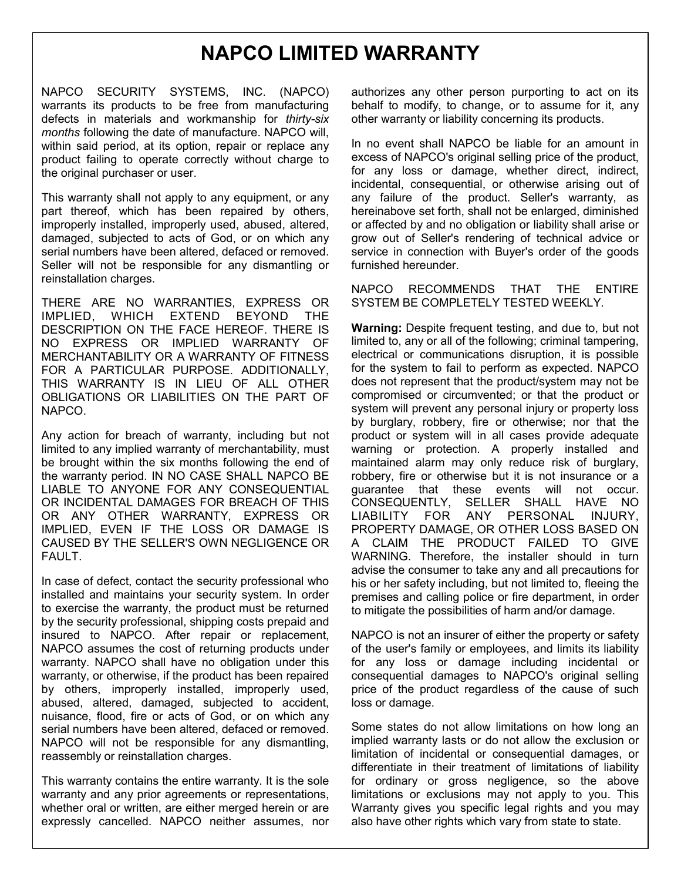# NAPCO LIMITED WARRANTY

NAPCO SECURITY SYSTEMS, INC. (NAPCO) warrants its products to be free from manufacturing defects in materials and workmanship for *thirty-six months* following the date of manufacture. NAPCO will, within said period, at its option, repair or replace any product failing to operate correctly without charge to the original purchaser or user.

This warranty shall not apply to any equipment, or any part thereof, which has been repaired by others, improperly installed, improperly used, abused, altered, damaged, subjected to acts of God, or on which any serial numbers have been altered, defaced or removed. Seller will not be responsible for any dismantling or reinstallation charges.

THERE ARE NO WARRANTIES, EXPRESS OR IMPLIED, WHICH EXTEND BEYOND THE DESCRIPTION ON THE FACE HEREOF. THERE IS NO EXPRESS OR IMPLIED WARRANTY OF MERCHANTABILITY OR A WARRANTY OF FITNESS FOR A PARTICULAR PURPOSE. ADDITIONALLY, THIS WARRANTY IS IN LIEU OF ALL OTHER OBLIGATIONS OR LIABILITIES ON THE PART OF NAPCO.

Any action for breach of warranty, including but not limited to any implied warranty of merchantability, must be brought within the six months following the end of the warranty period. IN NO CASE SHALL NAPCO BE LIABLE TO ANYONE FOR ANY CONSEQUENTIAL OR INCIDENTAL DAMAGES FOR BREACH OF THIS OR ANY OTHER WARRANTY, EXPRESS OR IMPLIED, EVEN IF THE LOSS OR DAMAGE IS CAUSED BY THE SELLER'S OWN NEGLIGENCE OR FAULT.

In case of defect, contact the security professional who installed and maintains your security system. In order to exercise the warranty, the product must be returned by the security professional, shipping costs prepaid and insured to NAPCO. After repair or replacement, NAPCO assumes the cost of returning products under warranty. NAPCO shall have no obligation under this warranty, or otherwise, if the product has been repaired by others, improperly installed, improperly used, abused, altered, damaged, subjected to accident, nuisance, flood, fire or acts of God, or on which any serial numbers have been altered, defaced or removed. NAPCO will not be responsible for any dismantling, reassembly or reinstallation charges.

This warranty contains the entire warranty. It is the sole warranty and any prior agreements or representations, whether oral or written, are either merged herein or are expressly cancelled. NAPCO neither assumes, nor authorizes any other person purporting to act on its behalf to modify, to change, or to assume for it, any other warranty or liability concerning its products.

In no event shall NAPCO be liable for an amount in excess of NAPCO's original selling price of the product, for any loss or damage, whether direct, indirect, incidental, consequential, or otherwise arising out of any failure of the product. Seller's warranty, as hereinabove set forth, shall not be enlarged, diminished or affected by and no obligation or liability shall arise or grow out of Seller's rendering of technical advice or service in connection with Buyer's order of the goods furnished hereunder.

NAPCO RECOMMENDS THAT THE ENTIRE SYSTEM BE COMPLETELY TESTED WEEKLY.

**Warning:** Despite frequent testing, and due to, but not limited to, any or all of the following; criminal tampering, electrical or communications disruption, it is possible for the system to fail to perform as expected. NAPCO does not represent that the product/system may not be compromised or circumvented; or that the product or system will prevent any personal injury or property loss by burglary, robbery, fire or otherwise; nor that the product or system will in all cases provide adequate warning or protection. A properly installed and maintained alarm may only reduce risk of burglary, robbery, fire or otherwise but it is not insurance or a guarantee that these events will not occur. CONSEQUENTLY, SELLER SHALL HAVE NO LIABILITY FOR ANY PERSONAL INJURY, PROPERTY DAMAGE, OR OTHER LOSS BASED ON A CLAIM THE PRODUCT FAILED TO GIVE WARNING. Therefore, the installer should in turn advise the consumer to take any and all precautions for his or her safety including, but not limited to, fleeing the premises and calling police or fire department, in order to mitigate the possibilities of harm and/or damage.

NAPCO is not an insurer of either the property or safety of the user's family or employees, and limits its liability for any loss or damage including incidental or consequential damages to NAPCO's original selling price of the product regardless of the cause of such loss or damage.

Some states do not allow limitations on how long an implied warranty lasts or do not allow the exclusion or limitation of incidental or consequential damages, or differentiate in their treatment of limitations of liability for ordinary or gross negligence, so the above limitations or exclusions may not apply to you. This Warranty gives you specific legal rights and you may also have other rights which vary from state to state.